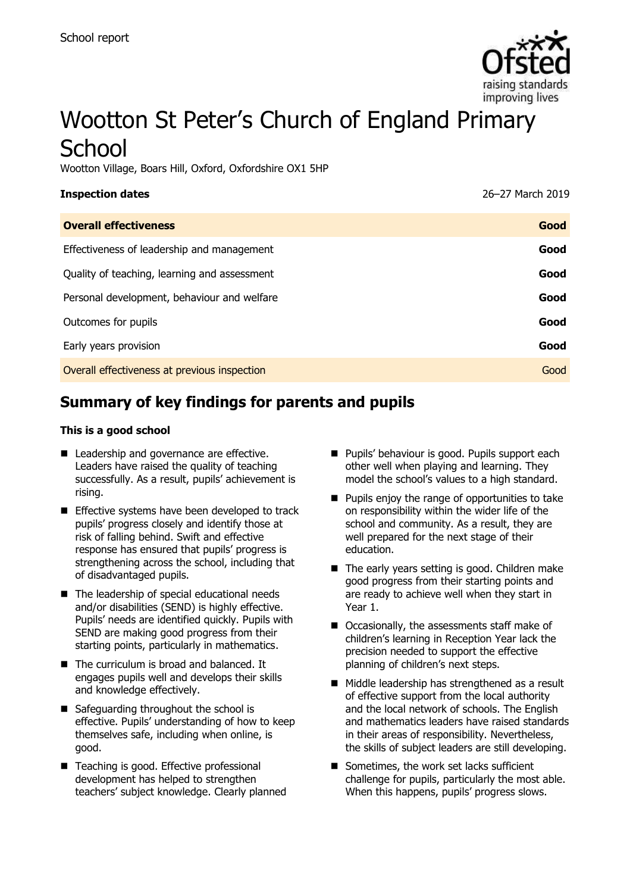School report

# Wootton St Peter's Church of England Primary School

Wootton Village, Boars Hill, Oxford, Oxfordshire OX1 5HP

| **Inspection dates** | 26–27 March 2019 |
| --- | --- |
| **Overall effectiveness** | **Good** |
| Effectiveness of leadership and management | **Good** |
| Quality of teaching, learning and assessment | **Good** |
| Personal development, behaviour and welfare | **Good** |
| Outcomes for pupils | **Good** |
| Early years provision | **Good** |
| Overall effectiveness at previous inspection | Good |

## Summary of key findings for parents and pupils

**This is a good school**

- Leadership and governance are effective. Leaders have raised the quality of teaching successfully. As a result, pupils' achievement is rising.
- Effective systems have been developed to track pupils' progress closely and identify those at risk of falling behind. Swift and effective response has ensured that pupils' progress is strengthening across the school, including that of disadvantaged pupils.
- The leadership of special educational needs and/or disabilities (SEND) is highly effective. Pupils' needs are identified quickly. Pupils with SEND are making good progress from their starting points, particularly in mathematics.
- The curriculum is broad and balanced. It engages pupils well and develops their skills and knowledge effectively.
- Safeguarding throughout the school is effective. Pupils' understanding of how to keep themselves safe, including when online, is good.
- Teaching is good. Effective professional development has helped to strengthen teachers' subject knowledge. Clearly planned
- Pupils' behaviour is good. Pupils support each other well when playing and learning. They model the school's values to a high standard.
- Pupils enjoy the range of opportunities to take on responsibility within the wider life of the school and community. As a result, they are well prepared for the next stage of their education.
- The early years setting is good. Children make good progress from their starting points and are ready to achieve well when they start in Year 1.
- Occasionally, the assessments staff make of children's learning in Reception Year lack the precision needed to support the effective planning of children's next steps.
- Middle leadership has strengthened as a result of effective support from the local authority and the local network of schools. The English and mathematics leaders have raised standards in their areas of responsibility. Nevertheless, the skills of subject leaders are still developing.
- Sometimes, the work set lacks sufficient challenge for pupils, particularly the most able. When this happens, pupils' progress slows.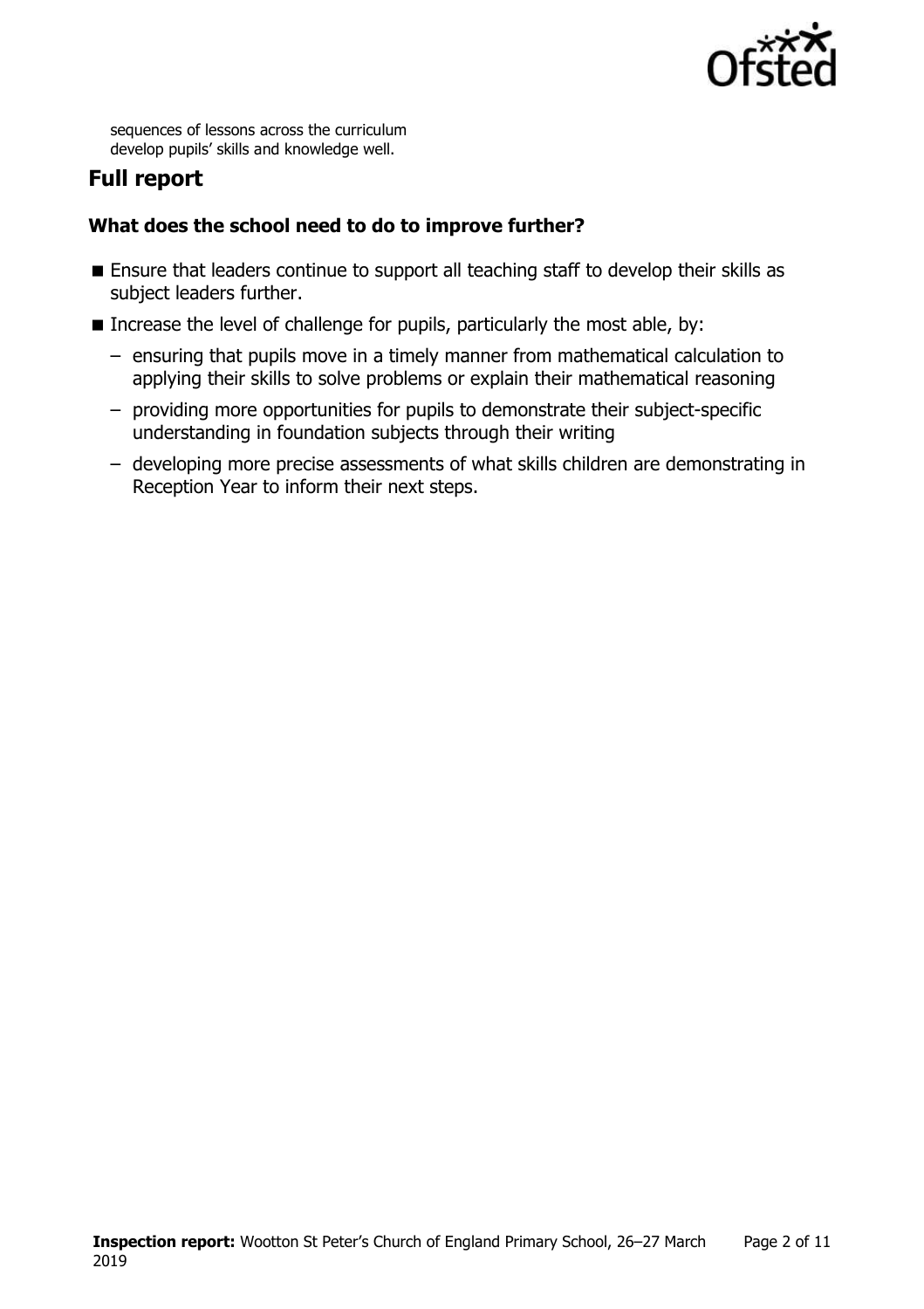sequences of lessons across the curriculum develop pupils' skills and knowledge well.

## Full report

### What does the school need to do to improve further?

- Ensure that leaders continue to support all teaching staff to develop their skills as subject leaders further.
- Increase the level of challenge for pupils, particularly the most able, by:
  - ensuring that pupils move in a timely manner from mathematical calculation to applying their skills to solve problems or explain their mathematical reasoning
  - providing more opportunities for pupils to demonstrate their subject-specific understanding in foundation subjects through their writing
  - developing more precise assessments of what skills children are demonstrating in Reception Year to inform their next steps.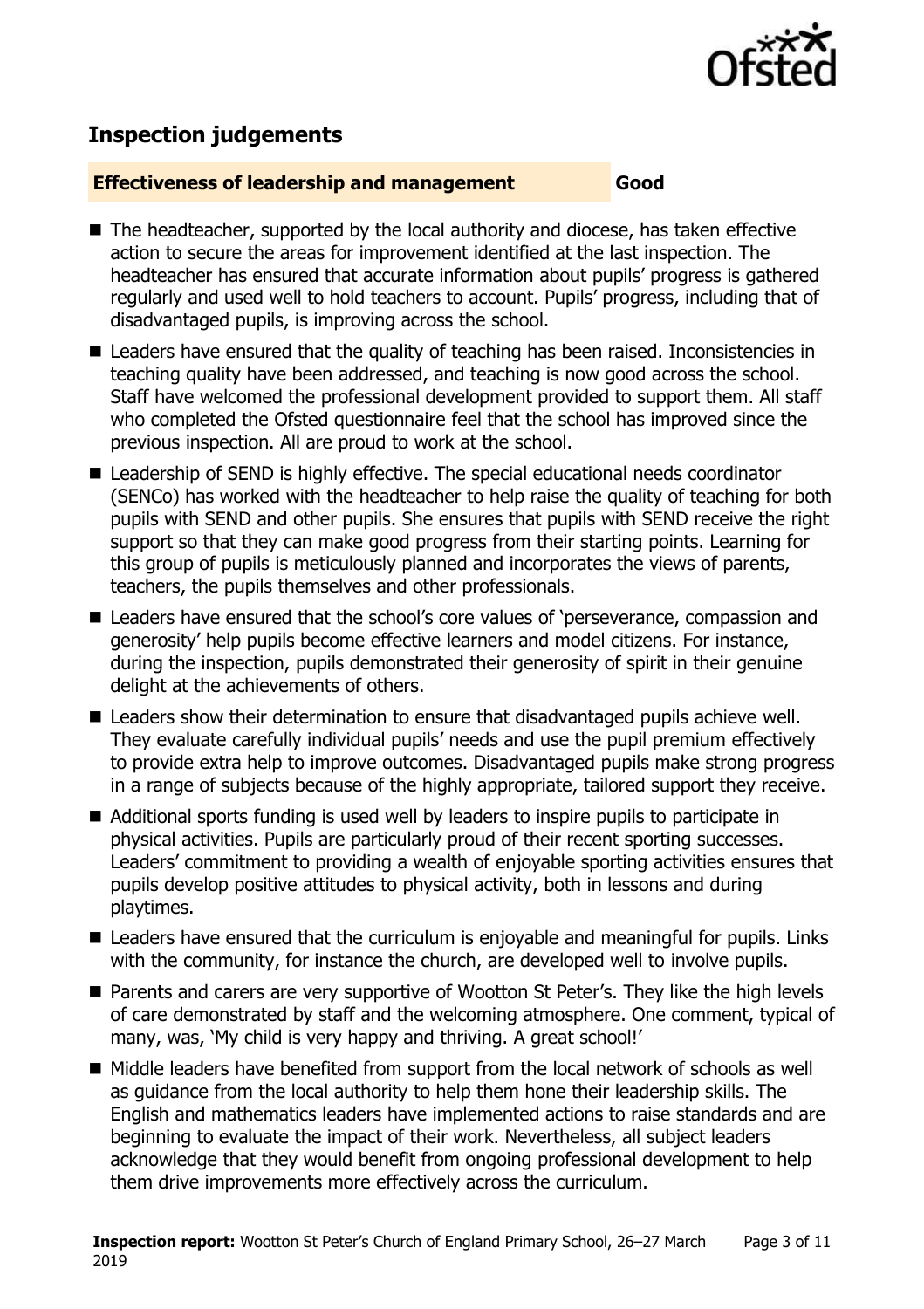## Inspection judgements

**Effectiveness of leadership and management** **Good**

- The headteacher, supported by the local authority and diocese, has taken effective action to secure the areas for improvement identified at the last inspection. The headteacher has ensured that accurate information about pupils' progress is gathered regularly and used well to hold teachers to account. Pupils' progress, including that of disadvantaged pupils, is improving across the school.
- Leaders have ensured that the quality of teaching has been raised. Inconsistencies in teaching quality have been addressed, and teaching is now good across the school. Staff have welcomed the professional development provided to support them. All staff who completed the Ofsted questionnaire feel that the school has improved since the previous inspection. All are proud to work at the school.
- Leadership of SEND is highly effective. The special educational needs coordinator (SENCo) has worked with the headteacher to help raise the quality of teaching for both pupils with SEND and other pupils. She ensures that pupils with SEND receive the right support so that they can make good progress from their starting points. Learning for this group of pupils is meticulously planned and incorporates the views of parents, teachers, the pupils themselves and other professionals.
- Leaders have ensured that the school's core values of 'perseverance, compassion and generosity' help pupils become effective learners and model citizens. For instance, during the inspection, pupils demonstrated their generosity of spirit in their genuine delight at the achievements of others.
- Leaders show their determination to ensure that disadvantaged pupils achieve well. They evaluate carefully individual pupils' needs and use the pupil premium effectively to provide extra help to improve outcomes. Disadvantaged pupils make strong progress in a range of subjects because of the highly appropriate, tailored support they receive.
- Additional sports funding is used well by leaders to inspire pupils to participate in physical activities. Pupils are particularly proud of their recent sporting successes. Leaders' commitment to providing a wealth of enjoyable sporting activities ensures that pupils develop positive attitudes to physical activity, both in lessons and during playtimes.
- Leaders have ensured that the curriculum is enjoyable and meaningful for pupils. Links with the community, for instance the church, are developed well to involve pupils.
- Parents and carers are very supportive of Wootton St Peter's. They like the high levels of care demonstrated by staff and the welcoming atmosphere. One comment, typical of many, was, 'My child is very happy and thriving. A great school!'
- Middle leaders have benefited from support from the local network of schools as well as guidance from the local authority to help them hone their leadership skills. The English and mathematics leaders have implemented actions to raise standards and are beginning to evaluate the impact of their work. Nevertheless, all subject leaders acknowledge that they would benefit from ongoing professional development to help them drive improvements more effectively across the curriculum.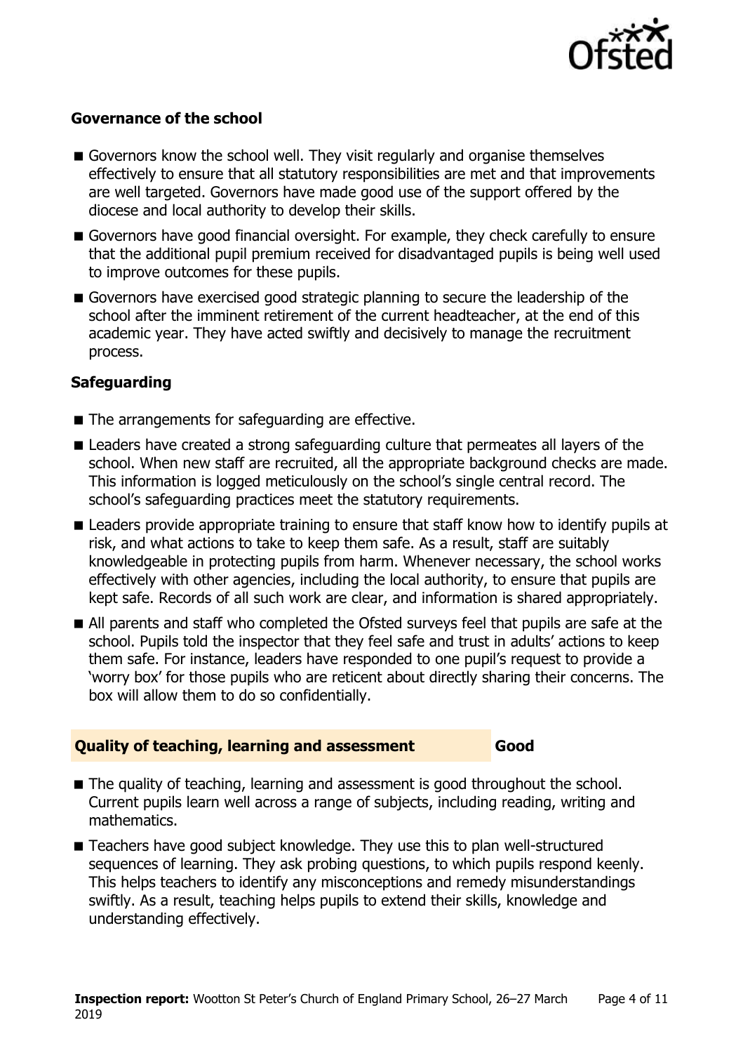### Governance of the school

- Governors know the school well. They visit regularly and organise themselves effectively to ensure that all statutory responsibilities are met and that improvements are well targeted. Governors have made good use of the support offered by the diocese and local authority to develop their skills.
- Governors have good financial oversight. For example, they check carefully to ensure that the additional pupil premium received for disadvantaged pupils is being well used to improve outcomes for these pupils.
- Governors have exercised good strategic planning to secure the leadership of the school after the imminent retirement of the current headteacher, at the end of this academic year. They have acted swiftly and decisively to manage the recruitment process.

### Safeguarding

- The arrangements for safeguarding are effective.
- Leaders have created a strong safeguarding culture that permeates all layers of the school. When new staff are recruited, all the appropriate background checks are made. This information is logged meticulously on the school's single central record. The school's safeguarding practices meet the statutory requirements.
- Leaders provide appropriate training to ensure that staff know how to identify pupils at risk, and what actions to take to keep them safe. As a result, staff are suitably knowledgeable in protecting pupils from harm. Whenever necessary, the school works effectively with other agencies, including the local authority, to ensure that pupils are kept safe. Records of all such work are clear, and information is shared appropriately.
- All parents and staff who completed the Ofsted surveys feel that pupils are safe at the school. Pupils told the inspector that they feel safe and trust in adults' actions to keep them safe. For instance, leaders have responded to one pupil's request to provide a 'worry box' for those pupils who are reticent about directly sharing their concerns. The box will allow them to do so confidentially.

## Quality of teaching, learning and assessment — Good

- The quality of teaching, learning and assessment is good throughout the school. Current pupils learn well across a range of subjects, including reading, writing and mathematics.
- Teachers have good subject knowledge. They use this to plan well-structured sequences of learning. They ask probing questions, to which pupils respond keenly. This helps teachers to identify any misconceptions and remedy misunderstandings swiftly. As a result, teaching helps pupils to extend their skills, knowledge and understanding effectively.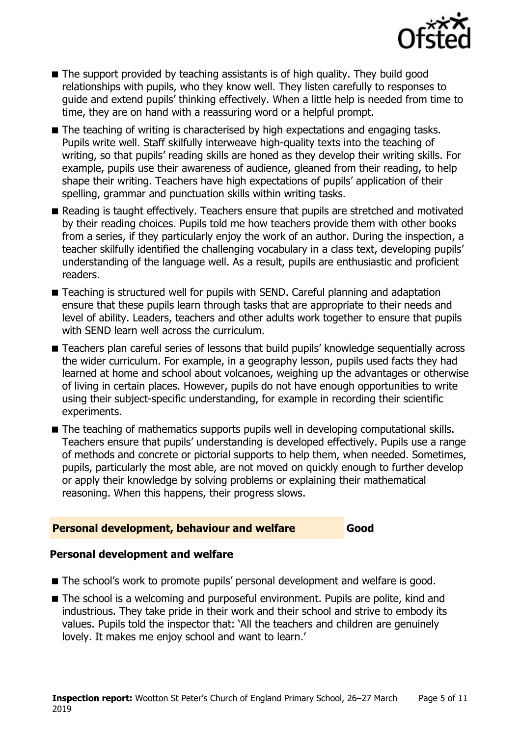- The support provided by teaching assistants is of high quality. They build good relationships with pupils, who they know well. They listen carefully to responses to guide and extend pupils' thinking effectively. When a little help is needed from time to time, they are on hand with a reassuring word or a helpful prompt.
- The teaching of writing is characterised by high expectations and engaging tasks. Pupils write well. Staff skilfully interweave high-quality texts into the teaching of writing, so that pupils' reading skills are honed as they develop their writing skills. For example, pupils use their awareness of audience, gleaned from their reading, to help shape their writing. Teachers have high expectations of pupils' application of their spelling, grammar and punctuation skills within writing tasks.
- Reading is taught effectively. Teachers ensure that pupils are stretched and motivated by their reading choices. Pupils told me how teachers provide them with other books from a series, if they particularly enjoy the work of an author. During the inspection, a teacher skilfully identified the challenging vocabulary in a class text, developing pupils' understanding of the language well. As a result, pupils are enthusiastic and proficient readers.
- Teaching is structured well for pupils with SEND. Careful planning and adaptation ensure that these pupils learn through tasks that are appropriate to their needs and level of ability. Leaders, teachers and other adults work together to ensure that pupils with SEND learn well across the curriculum.
- Teachers plan careful series of lessons that build pupils' knowledge sequentially across the wider curriculum. For example, in a geography lesson, pupils used facts they had learned at home and school about volcanoes, weighing up the advantages or otherwise of living in certain places. However, pupils do not have enough opportunities to write using their subject-specific understanding, for example in recording their scientific experiments.
- The teaching of mathematics supports pupils well in developing computational skills. Teachers ensure that pupils' understanding is developed effectively. Pupils use a range of methods and concrete or pictorial supports to help them, when needed. Sometimes, pupils, particularly the most able, are not moved on quickly enough to further develop or apply their knowledge by solving problems or explaining their mathematical reasoning. When this happens, their progress slows.

## Personal development, behaviour and welfare **Good**

### Personal development and welfare

- The school's work to promote pupils' personal development and welfare is good.
- The school is a welcoming and purposeful environment. Pupils are polite, kind and industrious. They take pride in their work and their school and strive to embody its values. Pupils told the inspector that: 'All the teachers and children are genuinely lovely. It makes me enjoy school and want to learn.'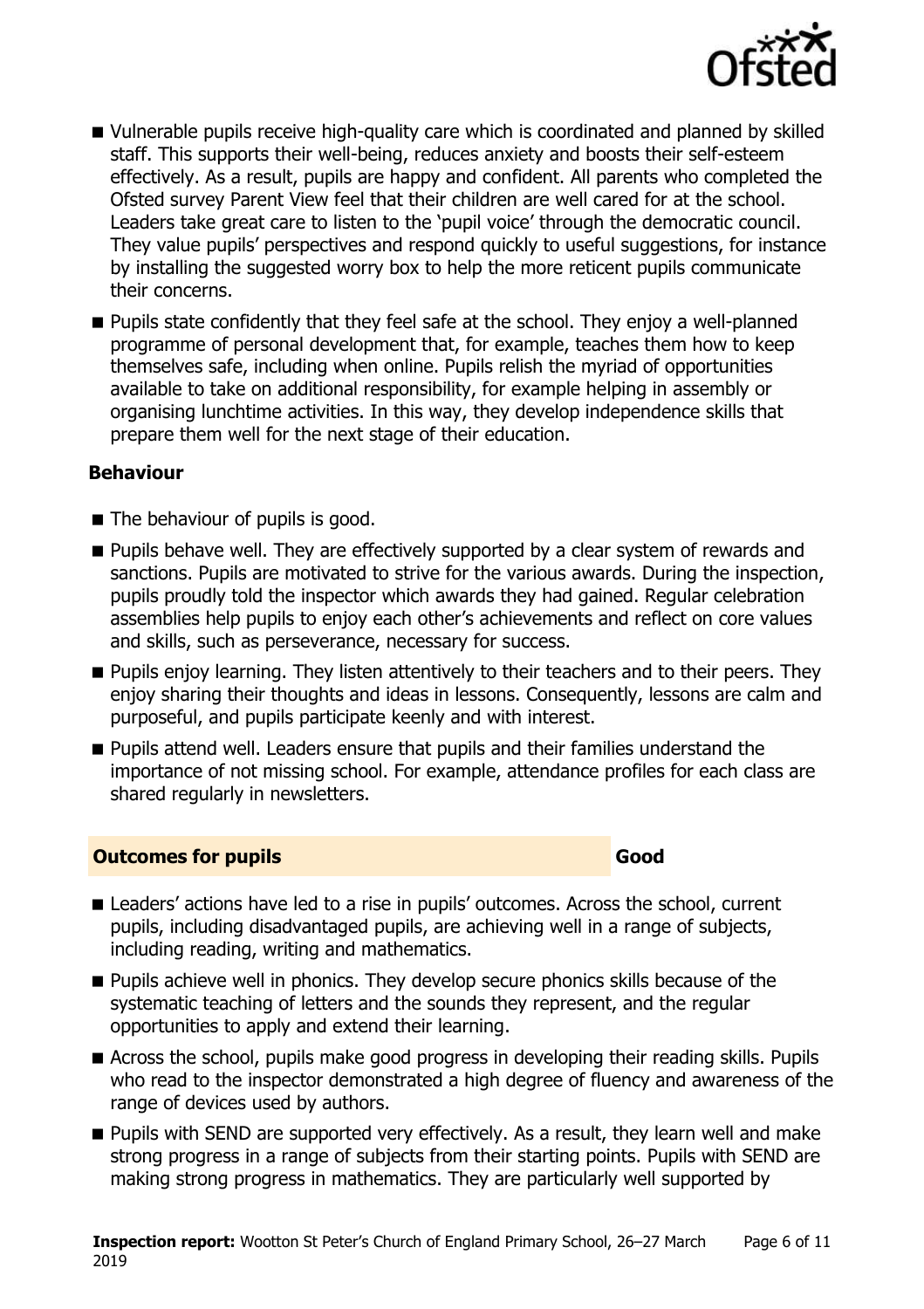- Vulnerable pupils receive high-quality care which is coordinated and planned by skilled staff. This supports their well-being, reduces anxiety and boosts their self-esteem effectively. As a result, pupils are happy and confident. All parents who completed the Ofsted survey Parent View feel that their children are well cared for at the school. Leaders take great care to listen to the 'pupil voice' through the democratic council. They value pupils' perspectives and respond quickly to useful suggestions, for instance by installing the suggested worry box to help the more reticent pupils communicate their concerns.
- Pupils state confidently that they feel safe at the school. They enjoy a well-planned programme of personal development that, for example, teaches them how to keep themselves safe, including when online. Pupils relish the myriad of opportunities available to take on additional responsibility, for example helping in assembly or organising lunchtime activities. In this way, they develop independence skills that prepare them well for the next stage of their education.

### Behaviour

- The behaviour of pupils is good.
- Pupils behave well. They are effectively supported by a clear system of rewards and sanctions. Pupils are motivated to strive for the various awards. During the inspection, pupils proudly told the inspector which awards they had gained. Regular celebration assemblies help pupils to enjoy each other's achievements and reflect on core values and skills, such as perseverance, necessary for success.
- Pupils enjoy learning. They listen attentively to their teachers and to their peers. They enjoy sharing their thoughts and ideas in lessons. Consequently, lessons are calm and purposeful, and pupils participate keenly and with interest.
- Pupils attend well. Leaders ensure that pupils and their families understand the importance of not missing school. For example, attendance profiles for each class are shared regularly in newsletters.

## Outcomes for pupils — Good

- Leaders' actions have led to a rise in pupils' outcomes. Across the school, current pupils, including disadvantaged pupils, are achieving well in a range of subjects, including reading, writing and mathematics.
- Pupils achieve well in phonics. They develop secure phonics skills because of the systematic teaching of letters and the sounds they represent, and the regular opportunities to apply and extend their learning.
- Across the school, pupils make good progress in developing their reading skills. Pupils who read to the inspector demonstrated a high degree of fluency and awareness of the range of devices used by authors.
- Pupils with SEND are supported very effectively. As a result, they learn well and make strong progress in a range of subjects from their starting points. Pupils with SEND are making strong progress in mathematics. They are particularly well supported by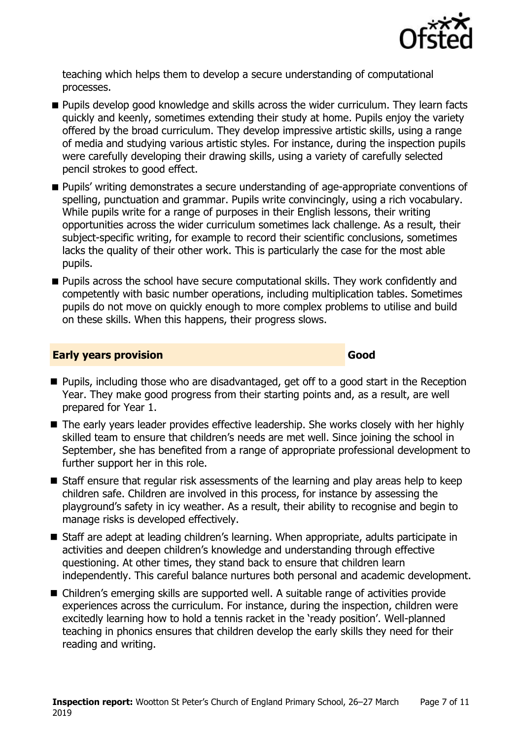teaching which helps them to develop a secure understanding of computational processes.

- Pupils develop good knowledge and skills across the wider curriculum. They learn facts quickly and keenly, sometimes extending their study at home. Pupils enjoy the variety offered by the broad curriculum. They develop impressive artistic skills, using a range of media and studying various artistic styles. For instance, during the inspection pupils were carefully developing their drawing skills, using a variety of carefully selected pencil strokes to good effect.
- Pupils' writing demonstrates a secure understanding of age-appropriate conventions of spelling, punctuation and grammar. Pupils write convincingly, using a rich vocabulary. While pupils write for a range of purposes in their English lessons, their writing opportunities across the wider curriculum sometimes lack challenge. As a result, their subject-specific writing, for example to record their scientific conclusions, sometimes lacks the quality of their other work. This is particularly the case for the most able pupils.
- Pupils across the school have secure computational skills. They work confidently and competently with basic number operations, including multiplication tables. Sometimes pupils do not move on quickly enough to more complex problems to utilise and build on these skills. When this happens, their progress slows.

## Early years provision — Good

- Pupils, including those who are disadvantaged, get off to a good start in the Reception Year. They make good progress from their starting points and, as a result, are well prepared for Year 1.
- The early years leader provides effective leadership. She works closely with her highly skilled team to ensure that children's needs are met well. Since joining the school in September, she has benefited from a range of appropriate professional development to further support her in this role.
- Staff ensure that regular risk assessments of the learning and play areas help to keep children safe. Children are involved in this process, for instance by assessing the playground's safety in icy weather. As a result, their ability to recognise and begin to manage risks is developed effectively.
- Staff are adept at leading children's learning. When appropriate, adults participate in activities and deepen children's knowledge and understanding through effective questioning. At other times, they stand back to ensure that children learn independently. This careful balance nurtures both personal and academic development.
- Children's emerging skills are supported well. A suitable range of activities provide experiences across the curriculum. For instance, during the inspection, children were excitedly learning how to hold a tennis racket in the 'ready position'. Well-planned teaching in phonics ensures that children develop the early skills they need for their reading and writing.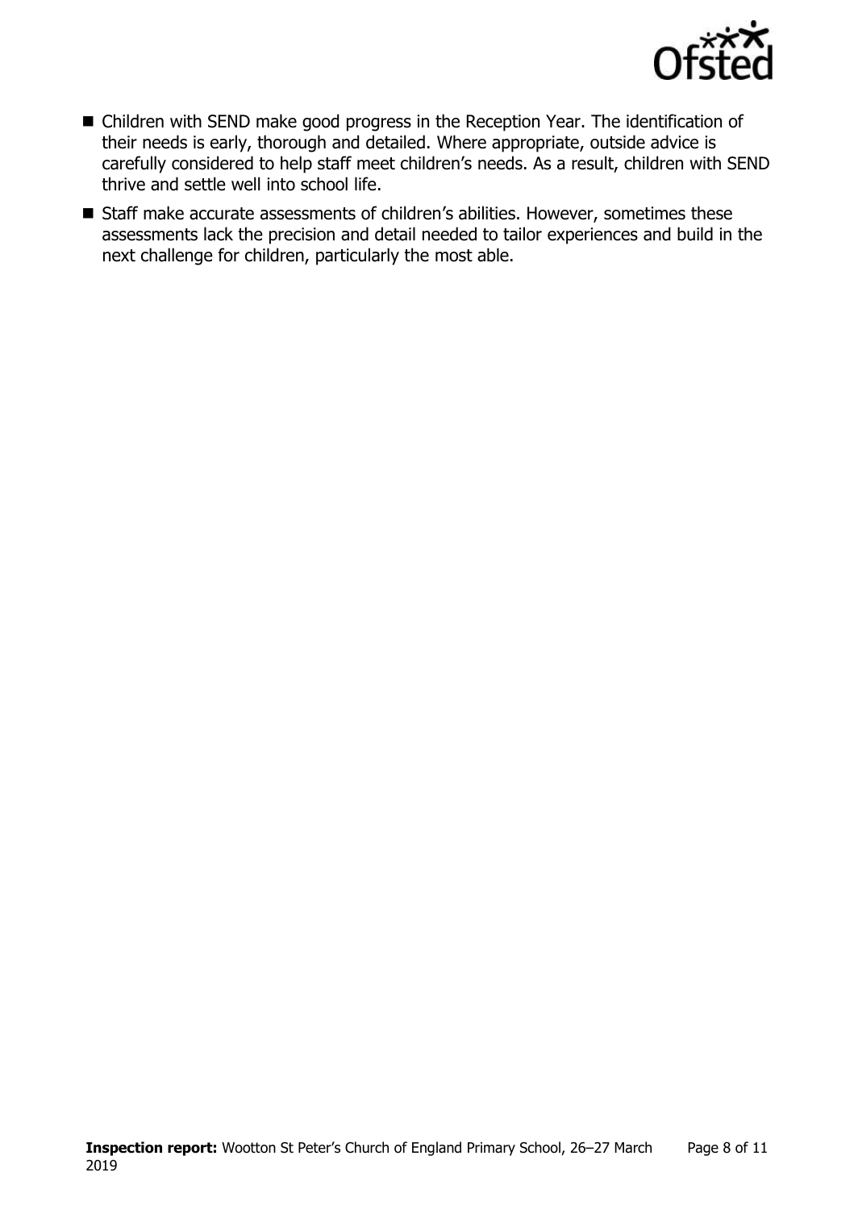- Children with SEND make good progress in the Reception Year. The identification of their needs is early, thorough and detailed. Where appropriate, outside advice is carefully considered to help staff meet children's needs. As a result, children with SEND thrive and settle well into school life.
- Staff make accurate assessments of children's abilities. However, sometimes these assessments lack the precision and detail needed to tailor experiences and build in the next challenge for children, particularly the most able.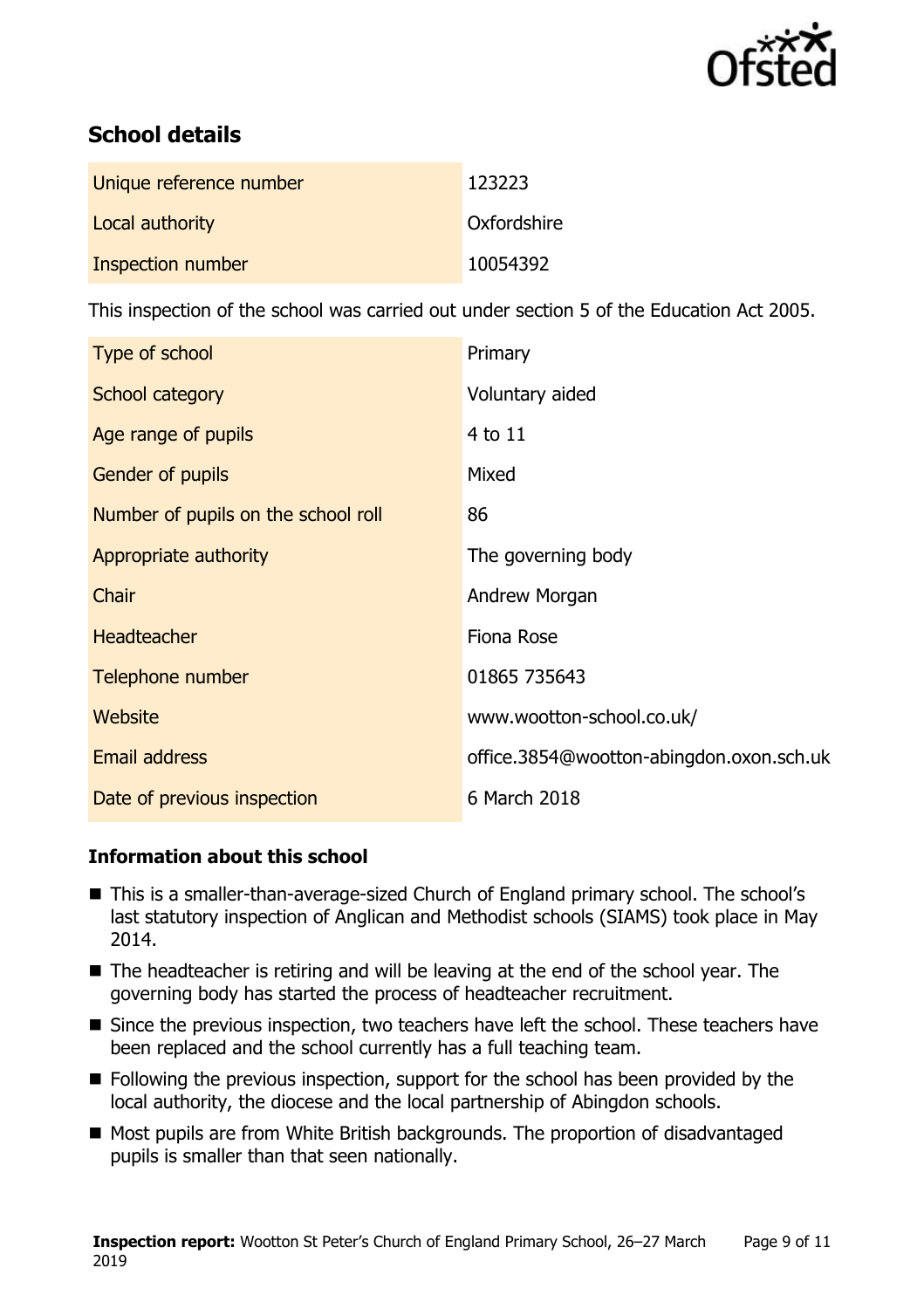## School details

| | |
|---|---|
| Unique reference number | 123223 |
| Local authority | Oxfordshire |
| Inspection number | 10054392 |

This inspection of the school was carried out under section 5 of the Education Act 2005.

| | |
|---|---|
| Type of school | Primary |
| School category | Voluntary aided |
| Age range of pupils | 4 to 11 |
| Gender of pupils | Mixed |
| Number of pupils on the school roll | 86 |
| Appropriate authority | The governing body |
| Chair | Andrew Morgan |
| Headteacher | Fiona Rose |
| Telephone number | 01865 735643 |
| Website | www.wootton-school.co.uk/ |
| Email address | office.3854@wootton-abingdon.oxon.sch.uk |
| Date of previous inspection | 6 March 2018 |

### Information about this school

- This is a smaller-than-average-sized Church of England primary school. The school's last statutory inspection of Anglican and Methodist schools (SIAMS) took place in May 2014.
- The headteacher is retiring and will be leaving at the end of the school year. The governing body has started the process of headteacher recruitment.
- Since the previous inspection, two teachers have left the school. These teachers have been replaced and the school currently has a full teaching team.
- Following the previous inspection, support for the school has been provided by the local authority, the diocese and the local partnership of Abingdon schools.
- Most pupils are from White British backgrounds. The proportion of disadvantaged pupils is smaller than that seen nationally.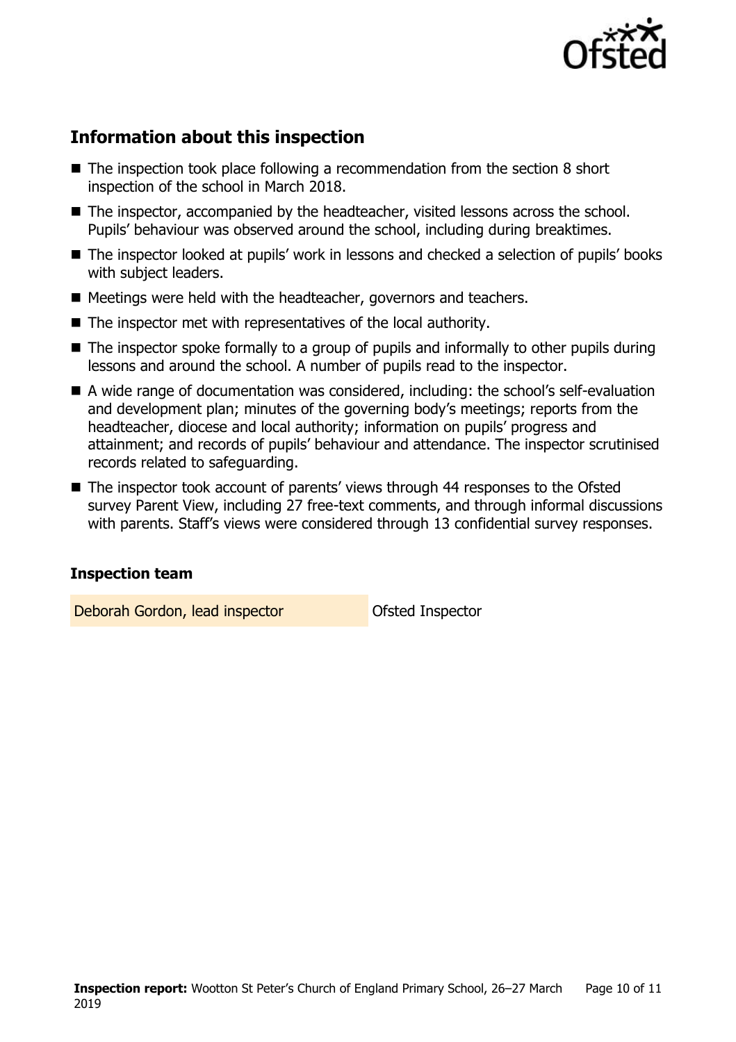## Information about this inspection

- The inspection took place following a recommendation from the section 8 short inspection of the school in March 2018.
- The inspector, accompanied by the headteacher, visited lessons across the school. Pupils' behaviour was observed around the school, including during breaktimes.
- The inspector looked at pupils' work in lessons and checked a selection of pupils' books with subject leaders.
- Meetings were held with the headteacher, governors and teachers.
- The inspector met with representatives of the local authority.
- The inspector spoke formally to a group of pupils and informally to other pupils during lessons and around the school. A number of pupils read to the inspector.
- A wide range of documentation was considered, including: the school's self-evaluation and development plan; minutes of the governing body's meetings; reports from the headteacher, diocese and local authority; information on pupils' progress and attainment; and records of pupils' behaviour and attendance. The inspector scrutinised records related to safeguarding.
- The inspector took account of parents' views through 44 responses to the Ofsted survey Parent View, including 27 free-text comments, and through informal discussions with parents. Staff's views were considered through 13 confidential survey responses.

### Inspection team

| | |
|---|---|
| Deborah Gordon, lead inspector | Ofsted Inspector |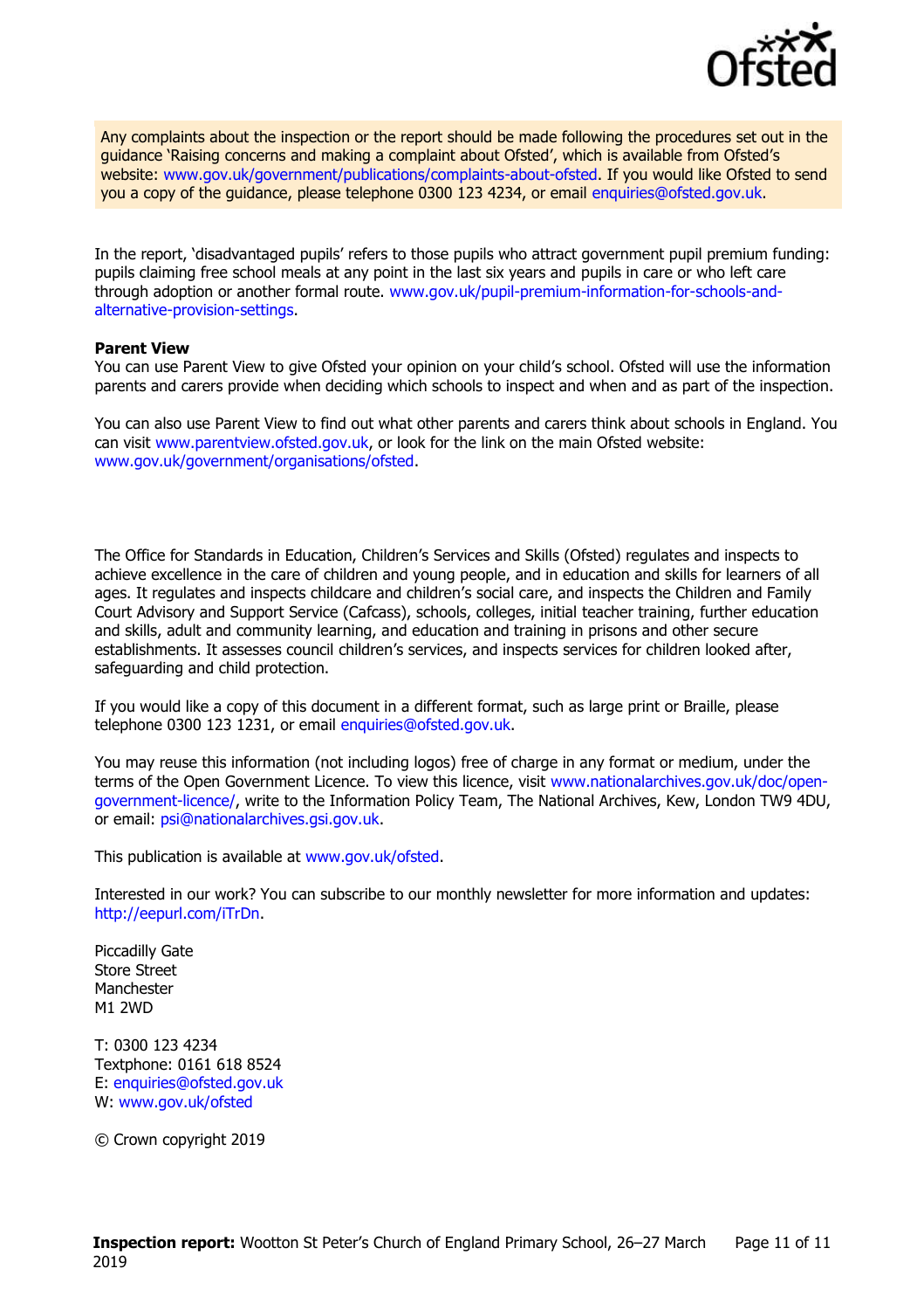Any complaints about the inspection or the report should be made following the procedures set out in the guidance 'Raising concerns and making a complaint about Ofsted', which is available from Ofsted's website: www.gov.uk/government/publications/complaints-about-ofsted. If you would like Ofsted to send you a copy of the guidance, please telephone 0300 123 4234, or email enquiries@ofsted.gov.uk.

In the report, 'disadvantaged pupils' refers to those pupils who attract government pupil premium funding: pupils claiming free school meals at any point in the last six years and pupils in care or who left care through adoption or another formal route. www.gov.uk/pupil-premium-information-for-schools-and-alternative-provision-settings.

**Parent View**

You can use Parent View to give Ofsted your opinion on your child's school. Ofsted will use the information parents and carers provide when deciding which schools to inspect and when and as part of the inspection.

You can also use Parent View to find out what other parents and carers think about schools in England. You can visit www.parentview.ofsted.gov.uk, or look for the link on the main Ofsted website: www.gov.uk/government/organisations/ofsted.

The Office for Standards in Education, Children's Services and Skills (Ofsted) regulates and inspects to achieve excellence in the care of children and young people, and in education and skills for learners of all ages. It regulates and inspects childcare and children's social care, and inspects the Children and Family Court Advisory and Support Service (Cafcass), schools, colleges, initial teacher training, further education and skills, adult and community learning, and education and training in prisons and other secure establishments. It assesses council children's services, and inspects services for children looked after, safeguarding and child protection.

If you would like a copy of this document in a different format, such as large print or Braille, please telephone 0300 123 1231, or email enquiries@ofsted.gov.uk.

You may reuse this information (not including logos) free of charge in any format or medium, under the terms of the Open Government Licence. To view this licence, visit www.nationalarchives.gov.uk/doc/open-government-licence/, write to the Information Policy Team, The National Archives, Kew, London TW9 4DU, or email: psi@nationalarchives.gsi.gov.uk.

This publication is available at www.gov.uk/ofsted.

Interested in our work? You can subscribe to our monthly newsletter for more information and updates: http://eepurl.com/iTrDn.

Piccadilly Gate  
Store Street  
Manchester  
M1 2WD

T: 0300 123 4234  
Textphone: 0161 618 8524  
E: enquiries@ofsted.gov.uk  
W: www.gov.uk/ofsted

© Crown copyright 2019